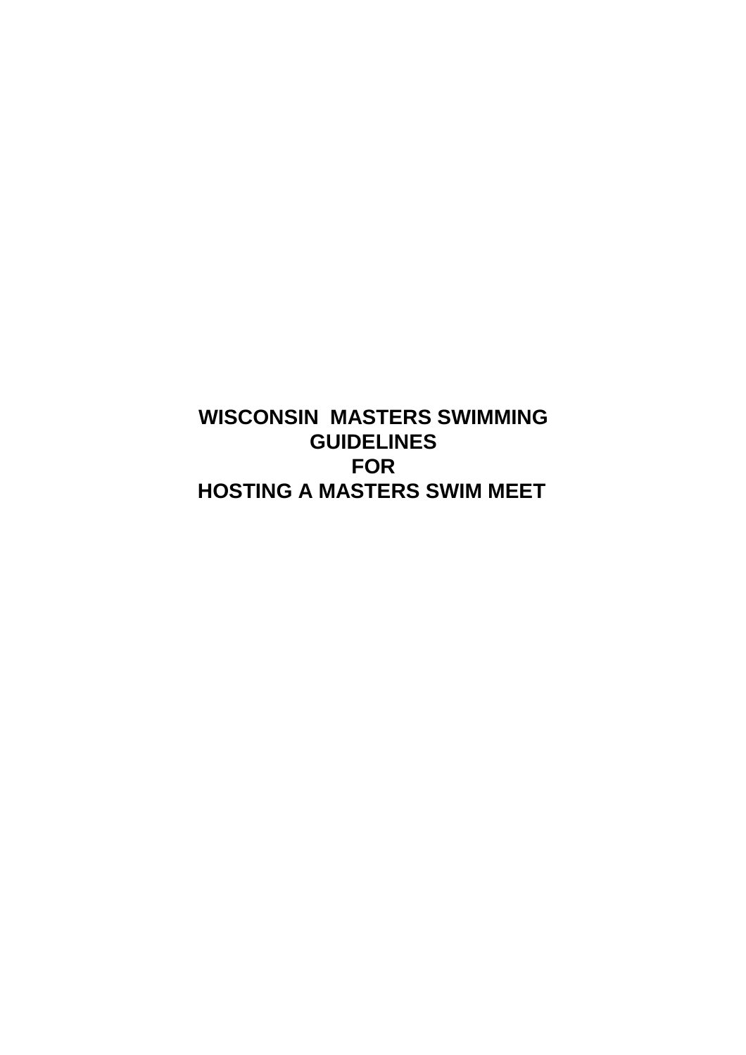# WISCONSIN MASTERS SWIMMING GUIDELINES FOR HOSTING A MASTERS SWIM MEET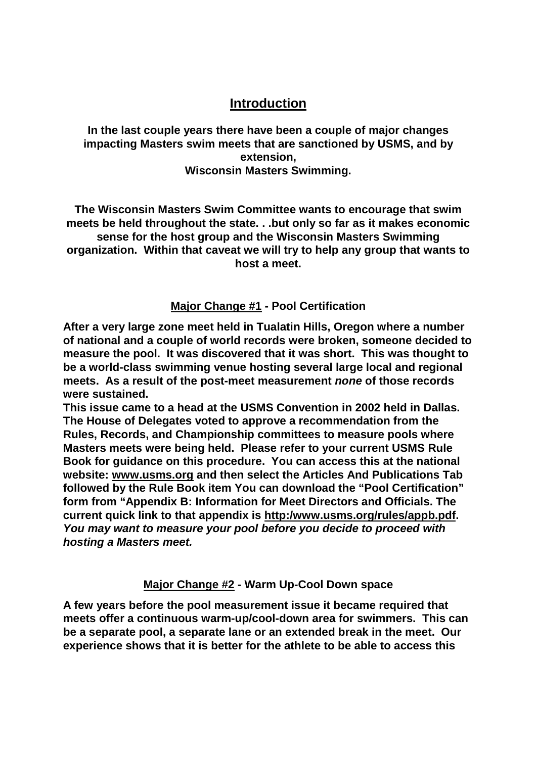## Introduction

**In the last couple years there have been a couple of major changes impacting Masters swim meets that are sanctioned by USMS, and by extension, Wisconsin Masters Swimming.**

**The Wisconsin Masters Swim Committee wants to encourage that swim meets be held throughout the state. . .but only so far as it makes economic sense for the host group and the Wisconsin Masters Swimming organization. Within that caveat we will try to help any group that wants to host a meet.**

### Major Change #1 - Pool Certification

**After a very large zone meet held in Tualatin Hills, Oregon where a number of national and a couple of world records were broken, someone decided to measure the pool. It was discovered that it was short. This was thought to be a world-class swimming venue hosting several large local and regional meets. As a result of the post-meet measurement *none* of those records were sustained.**

**This issue came to a head at the USMS Convention in 2002 held in Dallas. The House of Delegates voted to approve a recommendation from the Rules, Records, and Championship committees to measure pools where Masters meets were being held. Please refer to your current USMS Rule Book for guidance on this procedure. You can access this at the national website: www.usms.org and then select the Articles And Publications Tab followed by the Rule Book item You can download the "Pool Certification" form from "Appendix B: Information for Meet Directors and Officials. The current quick link to that appendix is http:/www.usms.org/rules/appb.pdf. *You may want to measure your pool before you decide to proceed with hosting a Masters meet.***

### Major Change #2 - Warm Up-Cool Down space

**A few years before the pool measurement issue it became required that meets offer a continuous warm-up/cool-down area for swimmers. This can be a separate pool, a separate lane or an extended break in the meet. Our experience shows that it is better for the athlete to be able to access this**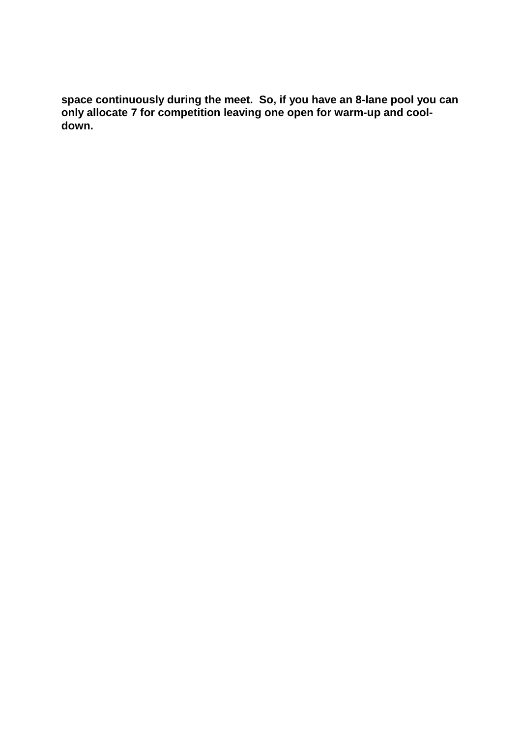**space continuously during the meet. So, if you have an 8-lane pool you can only allocate 7 for competition leaving one open for warm-up and cool-down.**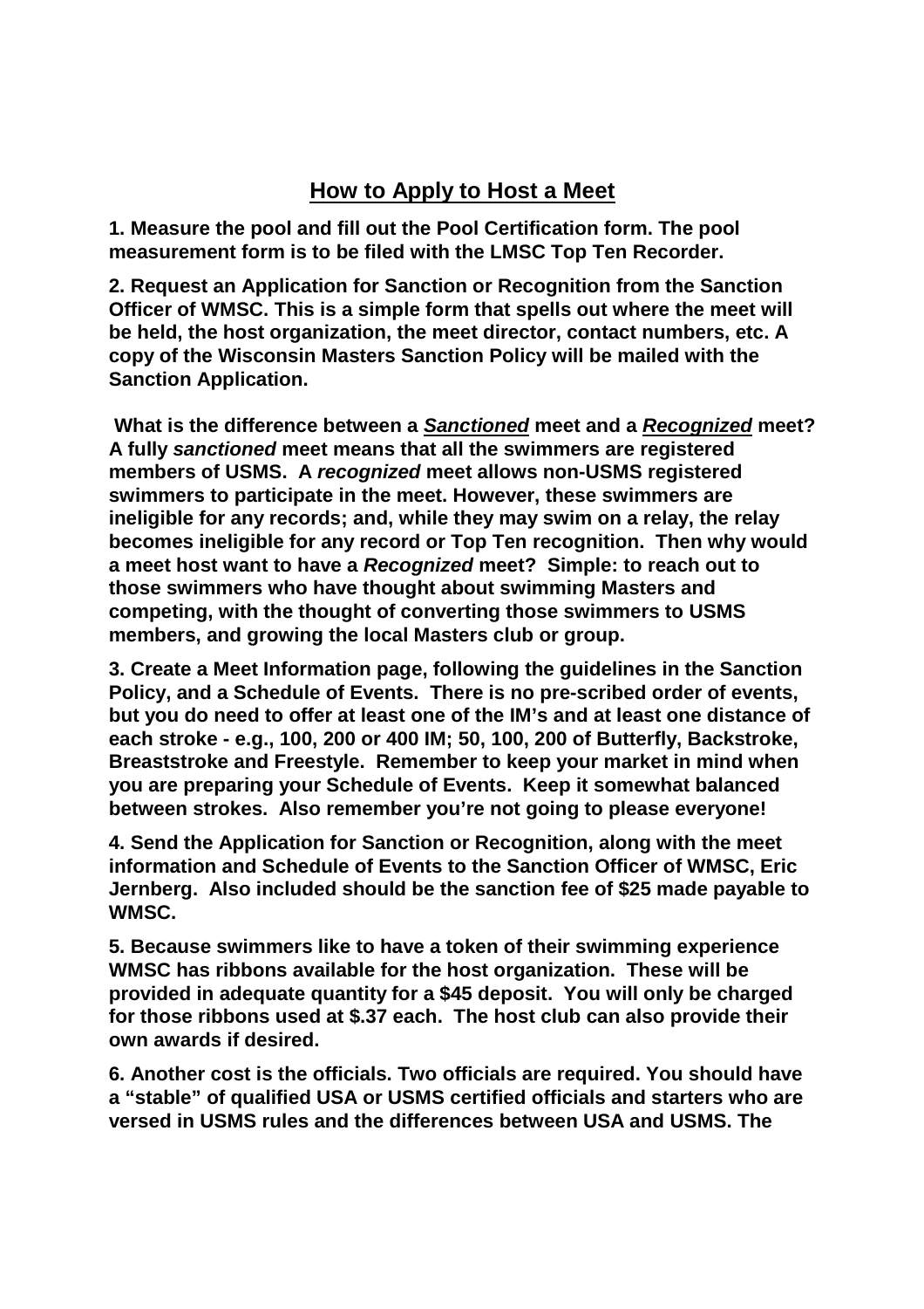## How to Apply to Host a Meet

**1. Measure the pool and fill out the Pool Certification form. The pool measurement form is to be filed with the LMSC Top Ten Recorder.**

**2. Request an Application for Sanction or Recognition from the Sanction Officer of WMSC. This is a simple form that spells out where the meet will be held, the host organization, the meet director, contact numbers, etc. A copy of the Wisconsin Masters Sanction Policy will be mailed with the Sanction Application.**

**What is the difference between a *Sanctioned* meet and a *Recognized* meet? A fully *sanctioned* meet means that all the swimmers are registered members of USMS. A *recognized* meet allows non-USMS registered swimmers to participate in the meet. However, these swimmers are ineligible for any records; and, while they may swim on a relay, the relay becomes ineligible for any record or Top Ten recognition. Then why would a meet host want to have a *Recognized* meet? Simple: to reach out to those swimmers who have thought about swimming Masters and competing, with the thought of converting those swimmers to USMS members, and growing the local Masters club or group.**

**3. Create a Meet Information page, following the guidelines in the Sanction Policy, and a Schedule of Events. There is no pre-scribed order of events, but you do need to offer at least one of the IM's and at least one distance of each stroke - e.g., 100, 200 or 400 IM; 50, 100, 200 of Butterfly, Backstroke, Breaststroke and Freestyle. Remember to keep your market in mind when you are preparing your Schedule of Events. Keep it somewhat balanced between strokes. Also remember you're not going to please everyone!**

**4. Send the Application for Sanction or Recognition, along with the meet information and Schedule of Events to the Sanction Officer of WMSC, Eric Jernberg. Also included should be the sanction fee of $25 made payable to WMSC.**

**5. Because swimmers like to have a token of their swimming experience WMSC has ribbons available for the host organization. These will be provided in adequate quantity for a $45 deposit. You will only be charged for those ribbons used at $.37 each. The host club can also provide their own awards if desired.**

**6. Another cost is the officials. Two officials are required. You should have a "stable" of qualified USA or USMS certified officials and starters who are versed in USMS rules and the differences between USA and USMS. The**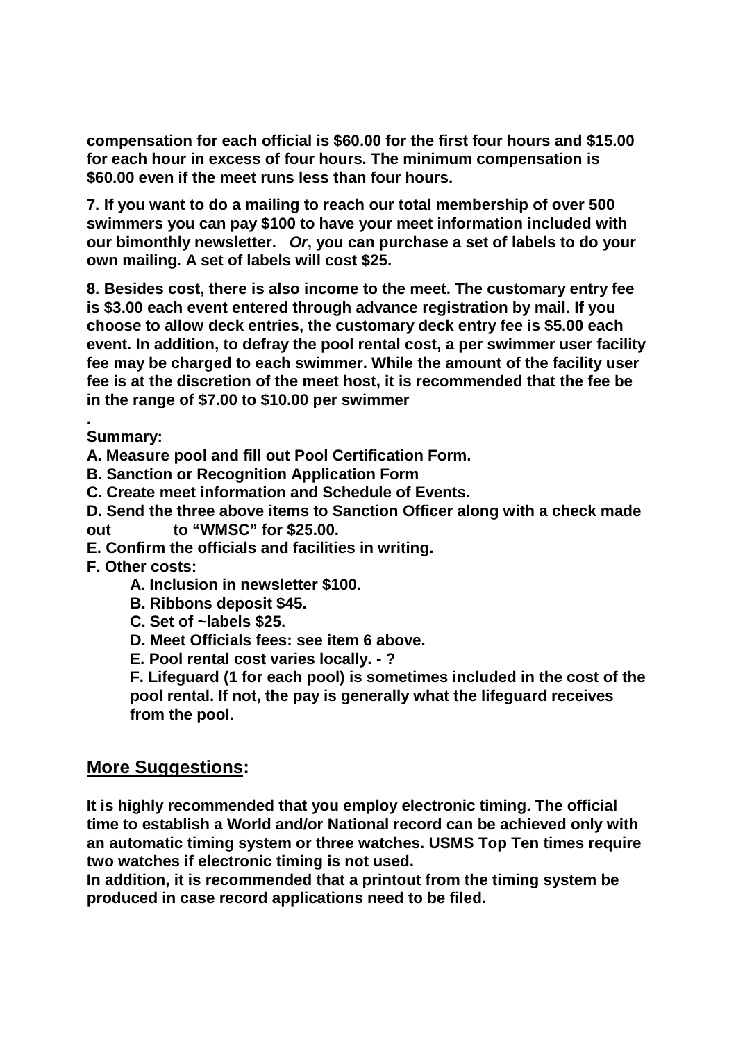**compensation for each official is $60.00 for the first four hours and $15.00 for each hour in excess of four hours. The minimum compensation is $60.00 even if the meet runs less than four hours.**

**7. If you want to do a mailing to reach our total membership of over 500 swimmers you can pay $100 to have your meet information included with our bimonthly newsletter.** ***Or*****, you can purchase a set of labels to do your own mailing. A set of labels will cost $25.**

**8. Besides cost, there is also income to the meet. The customary entry fee is $3.00 each event entered through advance registration by mail. If you choose to allow deck entries, the customary deck entry fee is $5.00 each event. In addition, to defray the pool rental cost, a per swimmer user facility fee may be charged to each swimmer. While the amount of the facility user fee is at the discretion of the meet host, it is recommended that the fee be in the range of $7.00 to $10.00 per swimmer**

**.**

**Summary:**

**A. Measure pool and fill out Pool Certification Form.**

**B. Sanction or Recognition Application Form**

**C. Create meet information and Schedule of Events.**

**D. Send the three above items to Sanction Officer along with a check made out to "WMSC" for $25.00.**

**E. Confirm the officials and facilities in writing.**

**F. Other costs:**

- **A. Inclusion in newsletter $100.**
- **B. Ribbons deposit $45.**
- **C. Set of ~labels $25.**
- **D. Meet Officials fees: see item 6 above.**
- **E. Pool rental cost varies locally. - ?**
- **F. Lifeguard (1 for each pool) is sometimes included in the cost of the pool rental. If not, the pay is generally what the lifeguard receives from the pool.**

## More Suggestions:

**It is highly recommended that you employ electronic timing. The official time to establish a World and/or National record can be achieved only with an automatic timing system or three watches. USMS Top Ten times require two watches if electronic timing is not used.**

**In addition, it is recommended that a printout from the timing system be produced in case record applications need to be filed.**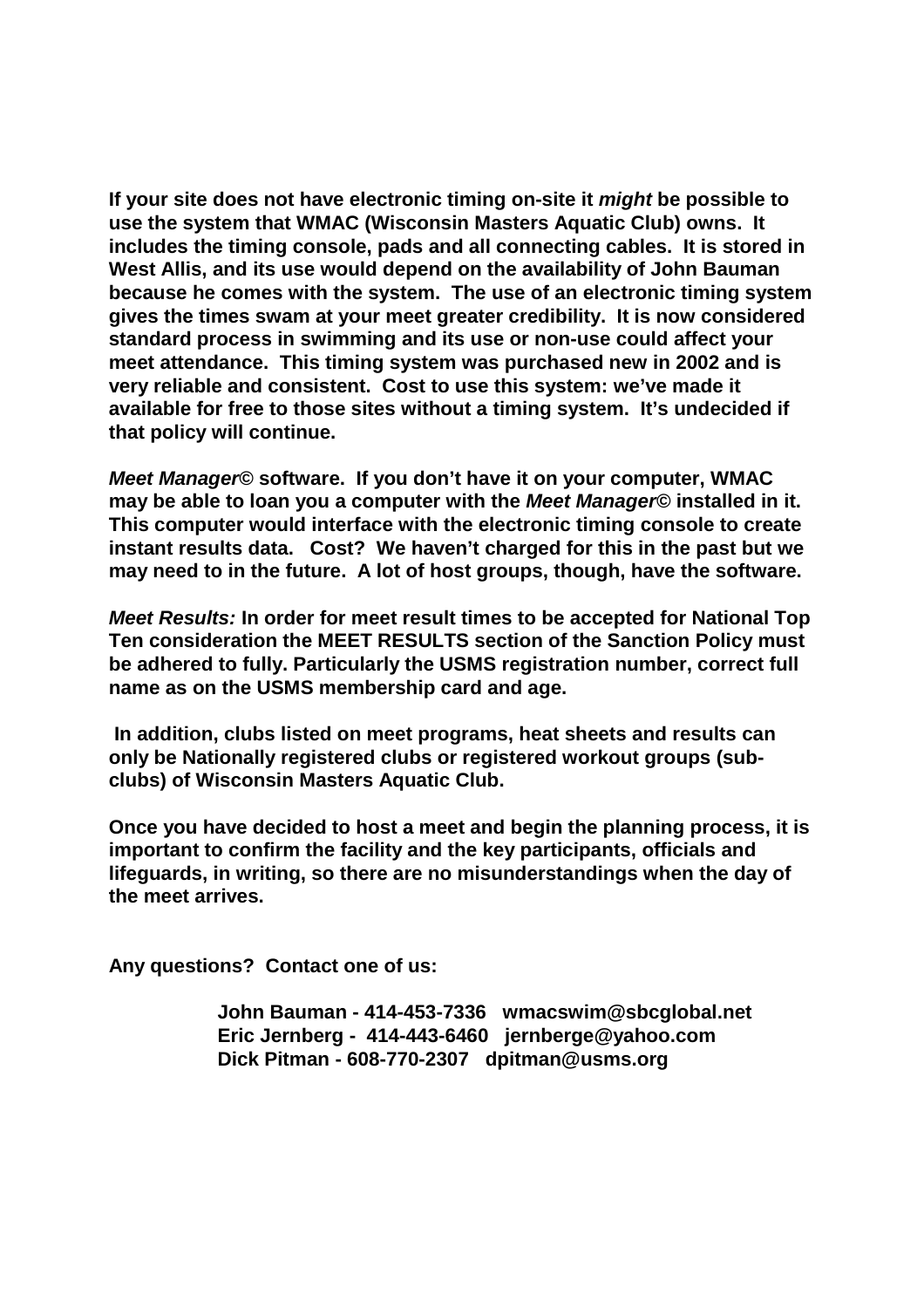**If your site does not have electronic timing on-site it *might* be possible to use the system that WMAC (Wisconsin Masters Aquatic Club) owns. It includes the timing console, pads and all connecting cables. It is stored in West Allis, and its use would depend on the availability of John Bauman because he comes with the system. The use of an electronic timing system gives the times swam at your meet greater credibility. It is now considered standard process in swimming and its use or non-use could affect your meet attendance. This timing system was purchased new in 2002 and is very reliable and consistent. Cost to use this system: we've made it available for free to those sites without a timing system. It's undecided if that policy will continue.**

***Meet Manager©* software. If you don't have it on your computer, WMAC may be able to loan you a computer with the *Meet Manager©* installed in it. This computer would interface with the electronic timing console to create instant results data. Cost? We haven't charged for this in the past but we may need to in the future. A lot of host groups, though, have the software.**

***Meet Results:* In order for meet result times to be accepted for National Top Ten consideration the MEET RESULTS section of the Sanction Policy must be adhered to fully. Particularly the USMS registration number, correct full name as on the USMS membership card and age.**

**In addition, clubs listed on meet programs, heat sheets and results can only be Nationally registered clubs or registered workout groups (sub-clubs) of Wisconsin Masters Aquatic Club.**

**Once you have decided to host a meet and begin the planning process, it is important to confirm the facility and the key participants, officials and lifeguards, in writing, so there are no misunderstandings when the day of the meet arrives.**

**Any questions? Contact one of us:**

**John Bauman - 414-453-7336 wmacswim@sbcglobal.net**
**Eric Jernberg - 414-443-6460 jernberge@yahoo.com**
**Dick Pitman - 608-770-2307 dpitman@usms.org**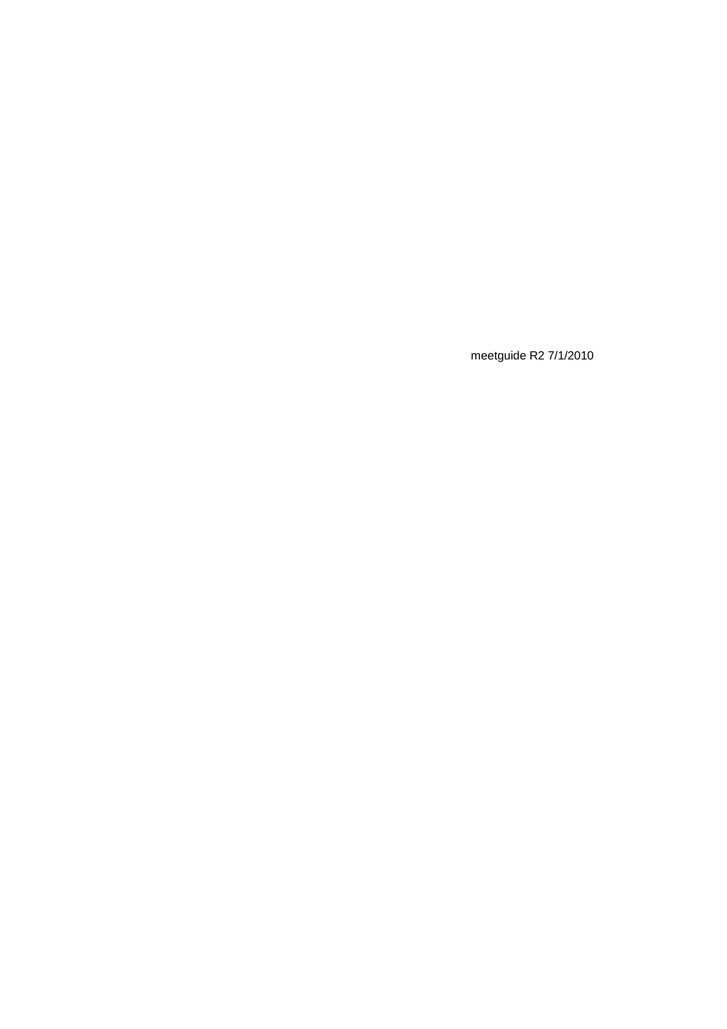meetguide R2 7/1/2010